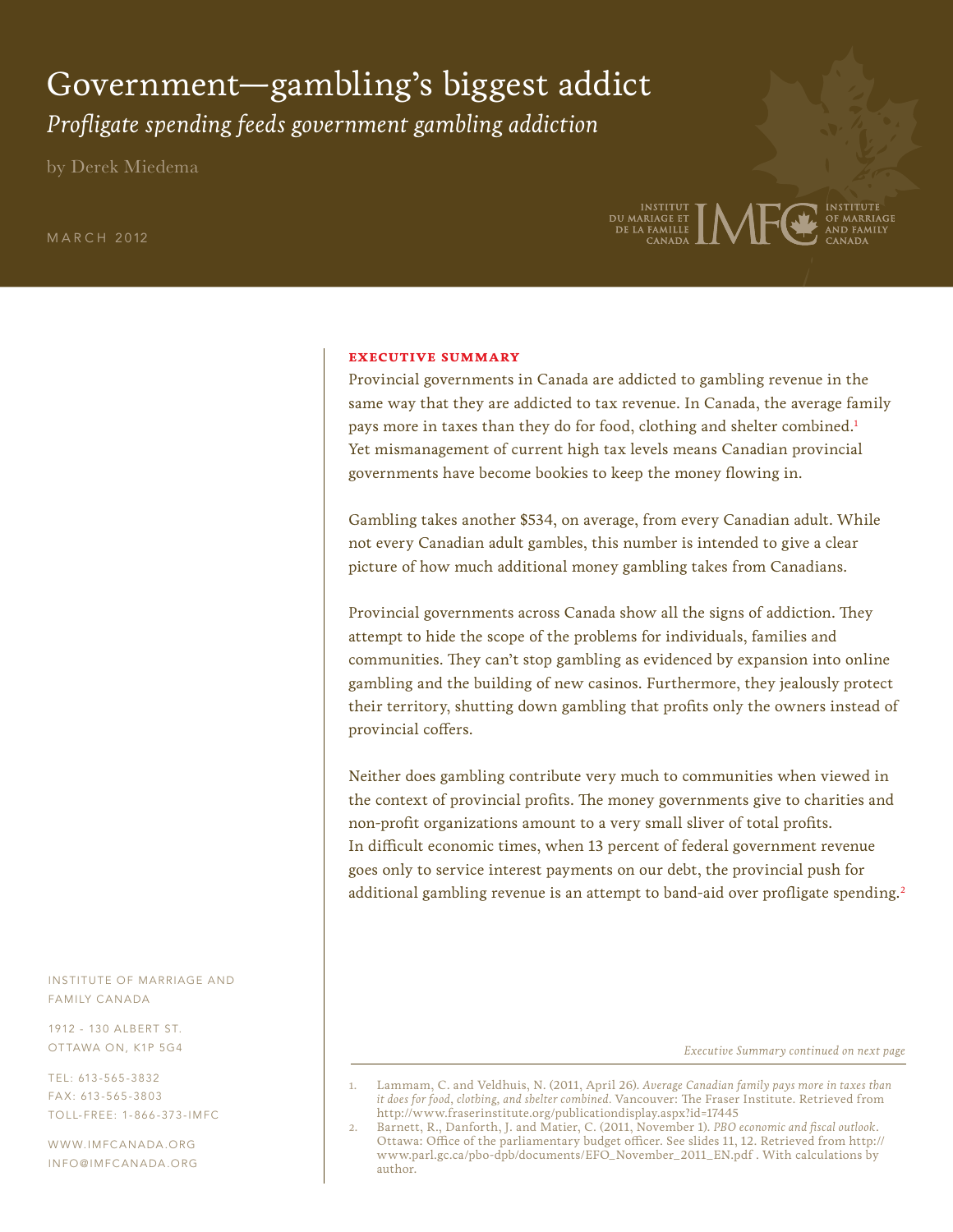# Government—gambling's biggest addict

*Profligate spending feeds government gambling addiction*

by Derek Miedema

MARCH 2012

INSTITUT DU MARIAGE ET DE LA FAMILLE CANADA | IMFC | INSTITUTE OF MARRIAGE AND FAMILY CANADA

## EXECUTIVE SUMMARY

Provincial governments in Canada are addicted to gambling revenue in the same way that they are addicted to tax revenue. In Canada, the average family pays more in taxes than they do for food, clothing and shelter combined.[1] Yet mismanagement of current high tax levels means Canadian provincial governments have become bookies to keep the money flowing in.

Gambling takes another $534, on average, from every Canadian adult. While not every Canadian adult gambles, this number is intended to give a clear picture of how much additional money gambling takes from Canadians.

Provincial governments across Canada show all the signs of addiction. They attempt to hide the scope of the problems for individuals, families and communities. They can't stop gambling as evidenced by expansion into online gambling and the building of new casinos. Furthermore, they jealously protect their territory, shutting down gambling that profits only the owners instead of provincial coffers.

Neither does gambling contribute very much to communities when viewed in the context of provincial profits. The money governments give to charities and non-profit organizations amount to a very small sliver of total profits. In difficult economic times, when 13 percent of federal government revenue goes only to service interest payments on our debt, the provincial push for additional gambling revenue is an attempt to band-aid over profligate spending.[2]

*Executive Summary continued on next page*

INSTITUTE OF MARRIAGE AND FAMILY CANADA

1912 - 130 ALBERT ST.
OTTAWA ON, K1P 5G4

TEL: 613-565-3832
FAX: 613-565-3803
TOLL-FREE: 1-866-373-IMFC

WWW.IMFCANADA.ORG
INFO@IMFCANADA.ORG

---

1. Lammam, C. and Veldhuis, N. (2011, April 26). *Average Canadian family pays more in taxes than it does for food, clothing, and shelter combined*. Vancouver: The Fraser Institute. Retrieved from http://www.fraserinstitute.org/publicationdisplay.aspx?id=17445
2. Barnett, R., Danforth, J. and Matier, C. (2011, November 1). *PBO economic and fiscal outlook*. Ottawa: Office of the parliamentary budget officer. See slides 11, 12. Retrieved from http://www.parl.gc.ca/pbo-dpb/documents/EFO_November_2011_EN.pdf . With calculations by author.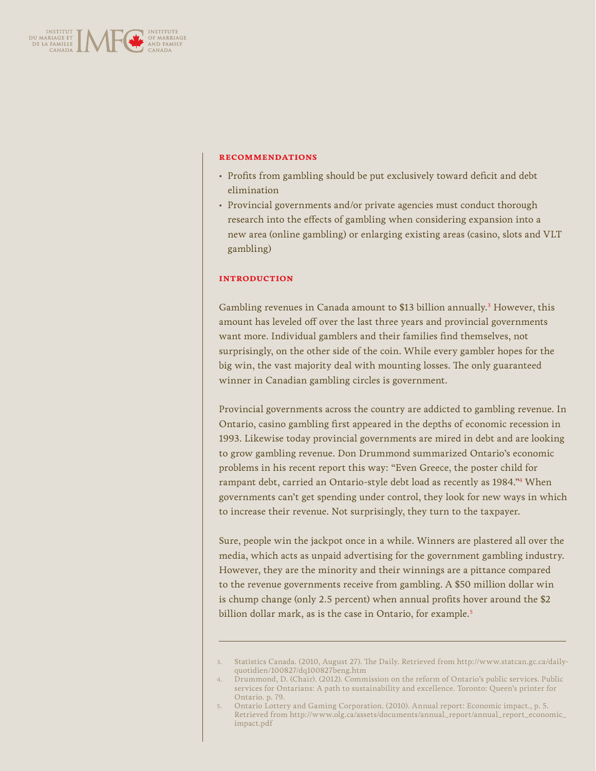## RECOMMENDATIONS

- Profits from gambling should be put exclusively toward deficit and debt elimination
- Provincial governments and/or private agencies must conduct thorough research into the effects of gambling when considering expansion into a new area (online gambling) or enlarging existing areas (casino, slots and VLT gambling)

## INTRODUCTION

Gambling revenues in Canada amount to $13 billion annually.[3] However, this amount has leveled off over the last three years and provincial governments want more. Individual gamblers and their families find themselves, not surprisingly, on the other side of the coin. While every gambler hopes for the big win, the vast majority deal with mounting losses. The only guaranteed winner in Canadian gambling circles is government.

Provincial governments across the country are addicted to gambling revenue. In Ontario, casino gambling first appeared in the depths of economic recession in 1993. Likewise today provincial governments are mired in debt and are looking to grow gambling revenue. Don Drummond summarized Ontario's economic problems in his recent report this way: "Even Greece, the poster child for rampant debt, carried an Ontario-style debt load as recently as 1984."[4] When governments can't get spending under control, they look for new ways in which to increase their revenue. Not surprisingly, they turn to the taxpayer.

Sure, people win the jackpot once in a while. Winners are plastered all over the media, which acts as unpaid advertising for the government gambling industry. However, they are the minority and their winnings are a pittance compared to the revenue governments receive from gambling. A $50 million dollar win is chump change (only 2.5 percent) when annual profits hover around the $2 billion dollar mark, as is the case in Ontario, for example.[5]

---

3. Statistics Canada. (2010, August 27). The Daily. Retrieved from http://www.statcan.gc.ca/daily-quotidien/100827/dq100827beng.htm
4. Drummond, D. (Chair). (2012). Commission on the reform of Ontario's public services. Public services for Ontarians: A path to sustainability and excellence. Toronto: Queen's printer for Ontario. p. 79.
5. Ontario Lottery and Gaming Corporation. (2010). Annual report: Economic impact., p. 5. Retrieved from http://www.olg.ca/assets/documents/annual_report/annual_report_economic_impact.pdf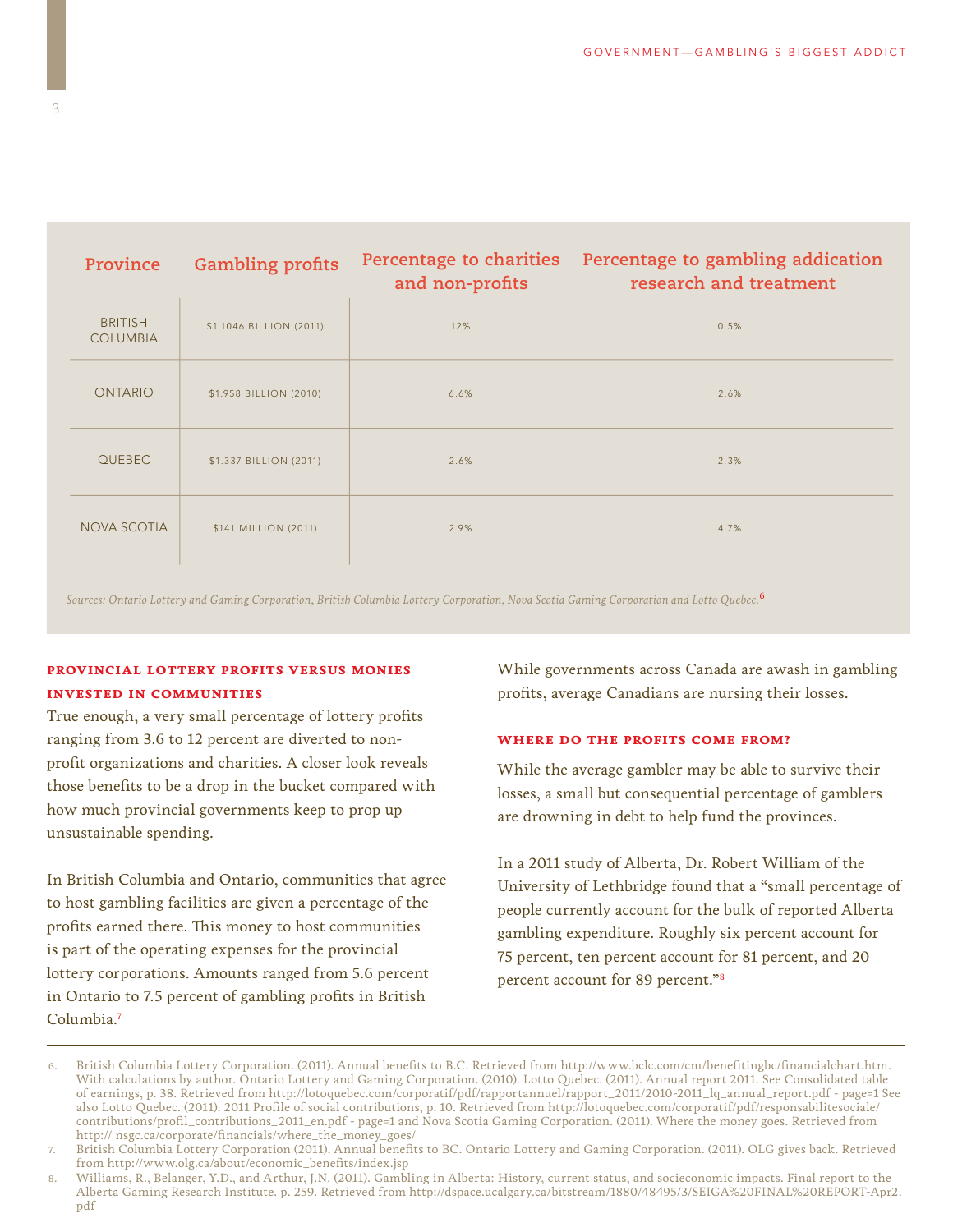| Province | Gambling profits | Percentage to charities and non-profits | Percentage to gambling addication research and treatment |
|---|---|---|---|
| BRITISH COLUMBIA | $1.1046 BILLION (2011) | 12% | 0.5% |
| ONTARIO | $1.958 BILLION (2010) | 6.6% | 2.6% |
| QUEBEC | $1.337 BILLION (2011) | 2.6% | 2.3% |
| NOVA SCOTIA | $141 MILLION (2011) | 2.9% | 4.7% |

*Sources: Ontario Lottery and Gaming Corporation, British Columbia Lottery Corporation, Nova Scotia Gaming Corporation and Lotto Quebec.*[6]

### PROVINCIAL LOTTERY PROFITS VERSUS MONIES INVESTED IN COMMUNITIES

True enough, a very small percentage of lottery profits ranging from 3.6 to 12 percent are diverted to non-profit organizations and charities. A closer look reveals those benefits to be a drop in the bucket compared with how much provincial governments keep to prop up unsustainable spending.

In British Columbia and Ontario, communities that agree to host gambling facilities are given a percentage of the profits earned there. This money to host communities is part of the operating expenses for the provincial lottery corporations. Amounts ranged from 5.6 percent in Ontario to 7.5 percent of gambling profits in British Columbia.[7]

While governments across Canada are awash in gambling profits, average Canadians are nursing their losses.

### WHERE DO THE PROFITS COME FROM?

While the average gambler may be able to survive their losses, a small but consequential percentage of gamblers are drowning in debt to help fund the provinces.

In a 2011 study of Alberta, Dr. Robert William of the University of Lethbridge found that a "small percentage of people currently account for the bulk of reported Alberta gambling expenditure. Roughly six percent account for 75 percent, ten percent account for 81 percent, and 20 percent account for 89 percent."[8]

---

6. British Columbia Lottery Corporation. (2011). Annual benefits to B.C. Retrieved from http://www.bclc.com/cm/benefitingbc/financialchart.htm. With calculations by author. Ontario Lottery and Gaming Corporation. (2010). Lotto Quebec. (2011). Annual report 2011. See Consolidated table of earnings, p. 38. Retrieved from http://lotoquebec.com/corporatif/pdf/rapportannuel/rapport_2011/2010-2011_lq_annual_report.pdf - page=1 See also Lotto Quebec. (2011). 2011 Profile of social contributions, p. 10. Retrieved from http://lotoquebec.com/corporatif/pdf/responsabilitesociale/contributions/profil_contributions_2011_en.pdf - page=1 and Nova Scotia Gaming Corporation. (2011). Where the money goes. Retrieved from http:// nsgc.ca/corporate/financials/where_the_money_goes/
7. British Columbia Lottery Corporation (2011). Annual benefits to BC. Ontario Lottery and Gaming Corporation. (2011). OLG gives back. Retrieved from http://www.olg.ca/about/economic_benefits/index.jsp
8. Williams, R., Belanger, Y.D., and Arthur, J.N. (2011). Gambling in Alberta: History, current status, and socieconomic impacts. Final report to the Alberta Gaming Research Institute. p. 259. Retrieved from http://dspace.ucalgary.ca/bitstream/1880/48495/3/SEIGA%20FINAL%20REPORT-Apr2.pdf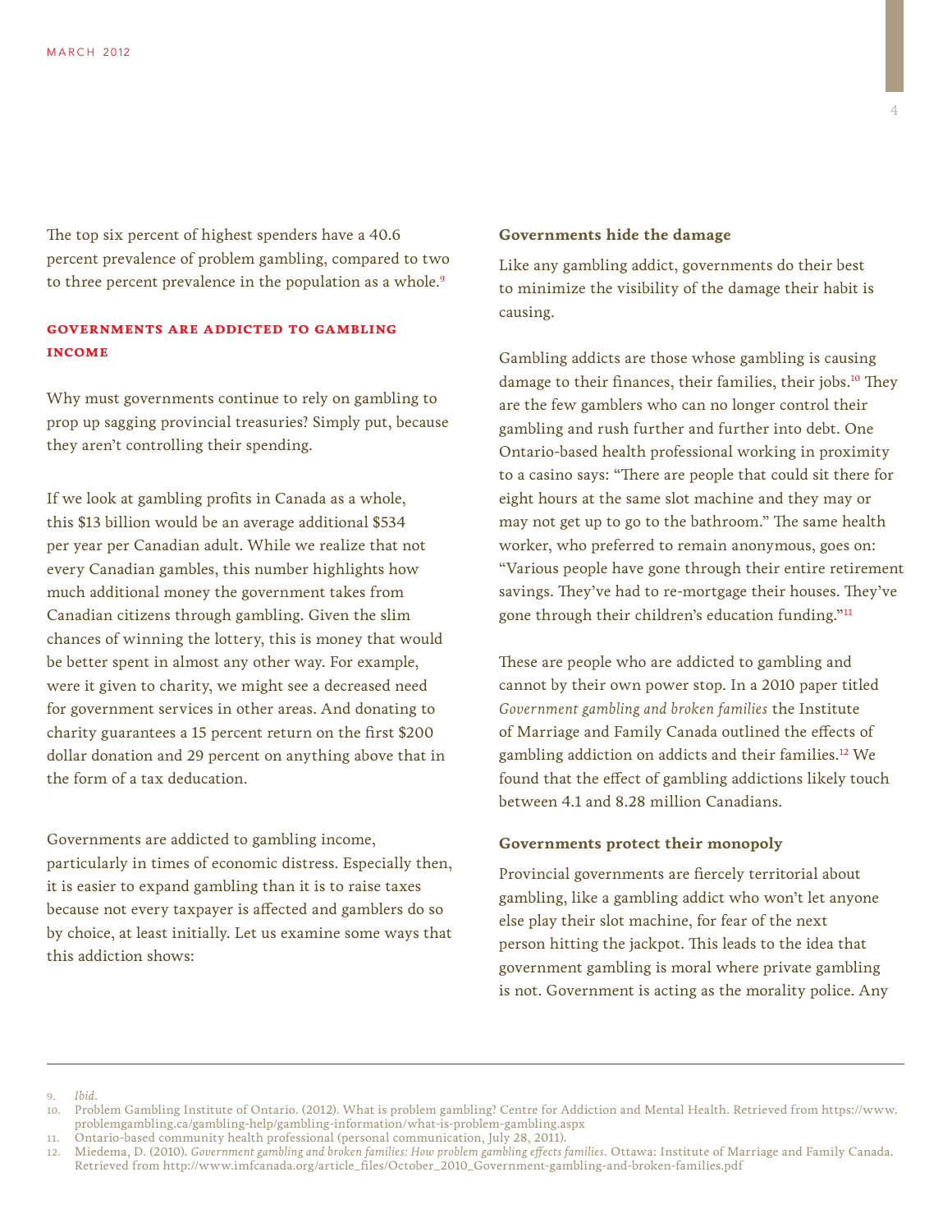The top six percent of highest spenders have a 40.6 percent prevalence of problem gambling, compared to two to three percent prevalence in the population as a whole.[9]

## Governments are addicted to gambling income

Why must governments continue to rely on gambling to prop up sagging provincial treasuries? Simply put, because they aren't controlling their spending.

If we look at gambling profits in Canada as a whole, this $13 billion would be an average additional $534 per year per Canadian adult. While we realize that not every Canadian gambles, this number highlights how much additional money the government takes from Canadian citizens through gambling. Given the slim chances of winning the lottery, this is money that would be better spent in almost any other way. For example, were it given to charity, we might see a decreased need for government services in other areas. And donating to charity guarantees a 15 percent return on the first $200 dollar donation and 29 percent on anything above that in the form of a tax deducation.

Governments are addicted to gambling income, particularly in times of economic distress. Especially then, it is easier to expand gambling than it is to raise taxes because not every taxpayer is affected and gamblers do so by choice, at least initially. Let us examine some ways that this addiction shows:

### Governments hide the damage

Like any gambling addict, governments do their best to minimize the visibility of the damage their habit is causing.

Gambling addicts are those whose gambling is causing damage to their finances, their families, their jobs.[10] They are the few gamblers who can no longer control their gambling and rush further and further into debt. One Ontario-based health professional working in proximity to a casino says: "There are people that could sit there for eight hours at the same slot machine and they may or may not get up to go to the bathroom." The same health worker, who preferred to remain anonymous, goes on: "Various people have gone through their entire retirement savings. They've had to re-mortgage their houses. They've gone through their children's education funding."[11]

These are people who are addicted to gambling and cannot by their own power stop. In a 2010 paper titled *Government gambling and broken families* the Institute of Marriage and Family Canada outlined the effects of gambling addiction on addicts and their families.[12] We found that the effect of gambling addictions likely touch between 4.1 and 8.28 million Canadians.

### Governments protect their monopoly

Provincial governments are fiercely territorial about gambling, like a gambling addict who won't let anyone else play their slot machine, for fear of the next person hitting the jackpot. This leads to the idea that government gambling is moral where private gambling is not. Government is acting as the morality police. Any

---

9. *Ibid.*
10. Problem Gambling Institute of Ontario. (2012). What is problem gambling? Centre for Addiction and Mental Health. Retrieved from https://www.problemgambling.ca/gambling-help/gambling-information/what-is-problem-gambling.aspx
11. Ontario-based community health professional (personal communication, July 28, 2011).
12. Miedema, D. (2010). *Government gambling and broken families: How problem gambling effects families*. Ottawa: Institute of Marriage and Family Canada. Retrieved from http://www.imfcanada.org/article_files/October_2010_Government-gambling-and-broken-families.pdf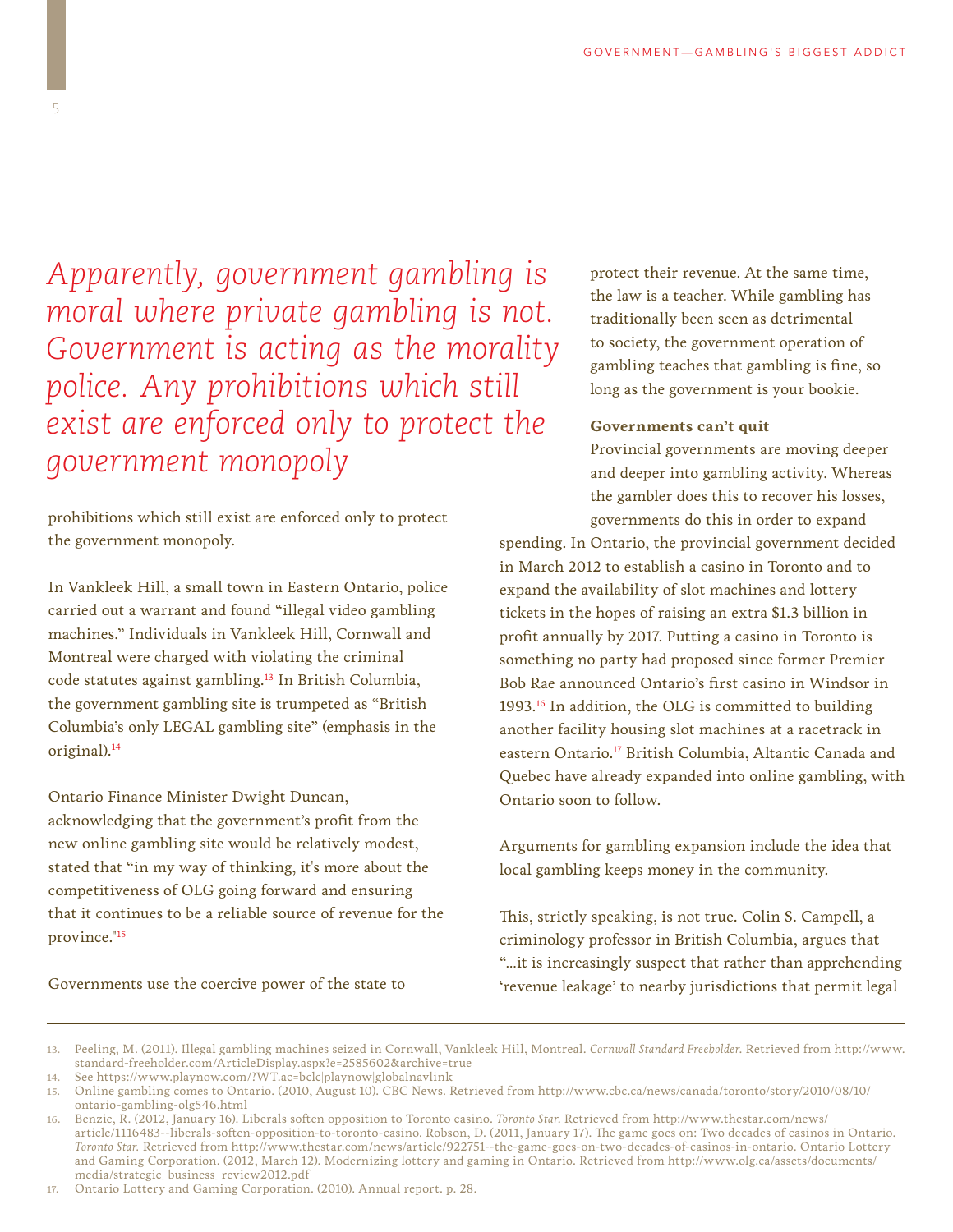*Apparently, government gambling is moral where private gambling is not. Government is acting as the morality police. Any prohibitions which still exist are enforced only to protect the government monopoly*

prohibitions which still exist are enforced only to protect the government monopoly.

In Vankleek Hill, a small town in Eastern Ontario, police carried out a warrant and found "illegal video gambling machines." Individuals in Vankleek Hill, Cornwall and Montreal were charged with violating the criminal code statutes against gambling.[13] In British Columbia, the government gambling site is trumpeted as "British Columbia's only LEGAL gambling site" (emphasis in the original).[14]

Ontario Finance Minister Dwight Duncan, acknowledging that the government's profit from the new online gambling site would be relatively modest, stated that "in my way of thinking, it's more about the competitiveness of OLG going forward and ensuring that it continues to be a reliable source of revenue for the province."[15]

Governments use the coercive power of the state to protect their revenue. At the same time, the law is a teacher. While gambling has traditionally been seen as detrimental to society, the government operation of gambling teaches that gambling is fine, so long as the government is your bookie.

**Governments can't quit**

Provincial governments are moving deeper and deeper into gambling activity. Whereas the gambler does this to recover his losses, governments do this in order to expand spending. In Ontario, the provincial government decided in March 2012 to establish a casino in Toronto and to expand the availability of slot machines and lottery tickets in the hopes of raising an extra $1.3 billion in profit annually by 2017. Putting a casino in Toronto is something no party had proposed since former Premier Bob Rae announced Ontario's first casino in Windsor in 1993.[16] In addition, the OLG is committed to building another facility housing slot machines at a racetrack in eastern Ontario.[17] British Columbia, Altantic Canada and Quebec have already expanded into online gambling, with Ontario soon to follow.

Arguments for gambling expansion include the idea that local gambling keeps money in the community.

This, strictly speaking, is not true. Colin S. Campell, a criminology professor in British Columbia, argues that "...it is increasingly suspect that rather than apprehending 'revenue leakage' to nearby jurisdictions that permit legal

---

13. Peeling, M. (2011). Illegal gambling machines seized in Cornwall, Vankleek Hill, Montreal. *Cornwall Standard Freeholder*. Retrieved from http://www.standard-freeholder.com/ArticleDisplay.aspx?e=2585602&archive=true
14. See https://www.playnow.com/?WT.ac=bclc|playnow|globalnavlink
15. Online gambling comes to Ontario. (2010, August 10). CBC News. Retrieved from http://www.cbc.ca/news/canada/toronto/story/2010/08/10/ontario-gambling-olg546.html
16. Benzie, R. (2012, January 16). Liberals soften opposition to Toronto casino. *Toronto Star*. Retrieved from http://www.thestar.com/news/article/1116483--liberals-soften-opposition-to-toronto-casino. Robson, D. (2011, January 17). The game goes on: Two decades of casinos in Ontario. *Toronto Star*. Retrieved from http://www.thestar.com/news/article/922751--the-game-goes-on-two-decades-of-casinos-in-ontario. Ontario Lottery and Gaming Corporation. (2012, March 12). Modernizing lottery and gaming in Ontario. Retrieved from http://www.olg.ca/assets/documents/media/strategic_business_review2012.pdf
17. Ontario Lottery and Gaming Corporation. (2010). Annual report. p. 28.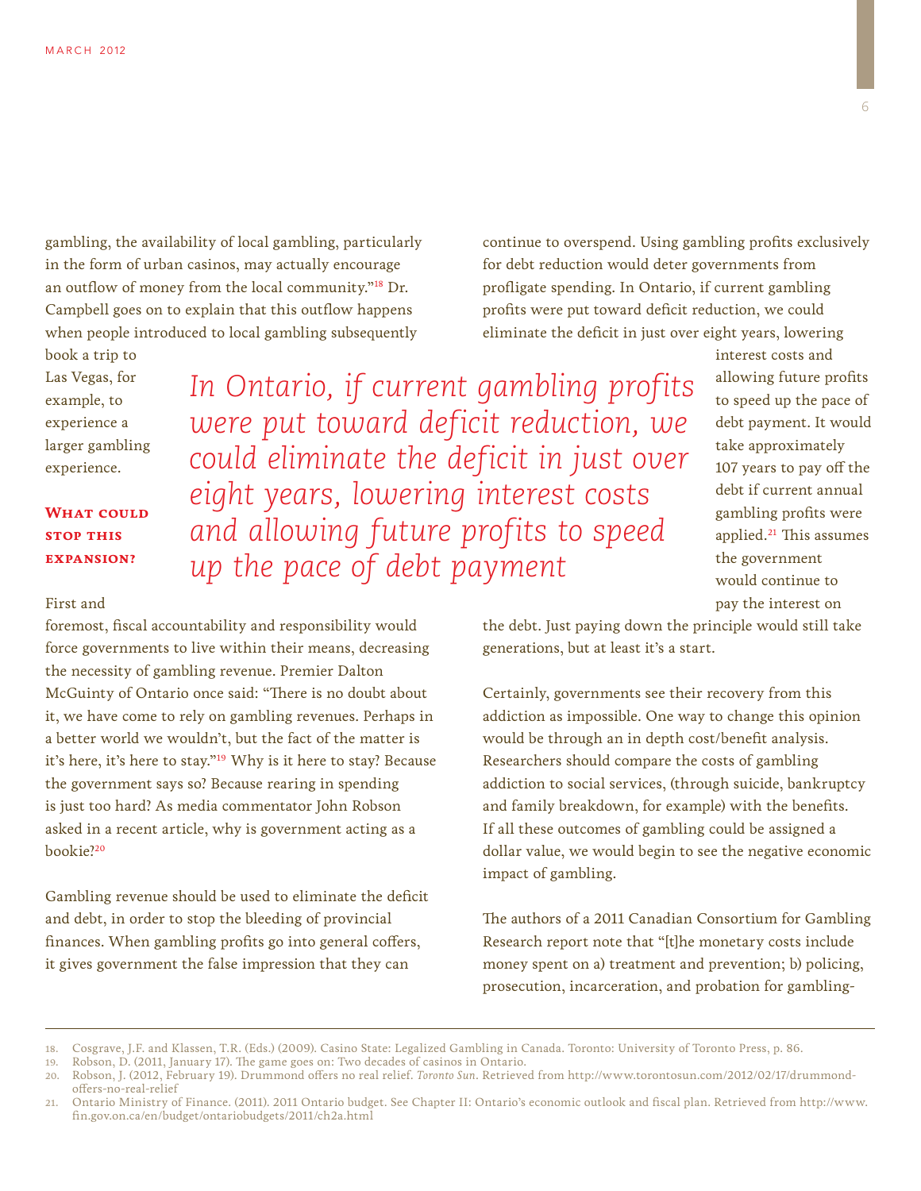gambling, the availability of local gambling, particularly in the form of urban casinos, may actually encourage an outflow of money from the local community."[18] Dr. Campbell goes on to explain that this outflow happens when people introduced to local gambling subsequently book a trip to Las Vegas, for example, to experience a larger gambling experience.

*In Ontario, if current gambling profits were put toward deficit reduction, we could eliminate the deficit in just over eight years, lowering interest costs and allowing future profits to speed up the pace of debt payment*

### What could stop this expansion?

First and foremost, fiscal accountability and responsibility would force governments to live within their means, decreasing the necessity of gambling revenue. Premier Dalton McGuinty of Ontario once said: "There is no doubt about it, we have come to rely on gambling revenues. Perhaps in a better world we wouldn't, but the fact of the matter is it's here, it's here to stay."[19] Why is it here to stay? Because the government says so? Because rearing in spending is just too hard? As media commentator John Robson asked in a recent article, why is government acting as a bookie?[20]

Gambling revenue should be used to eliminate the deficit and debt, in order to stop the bleeding of provincial finances. When gambling profits go into general coffers, it gives government the false impression that they can continue to overspend. Using gambling profits exclusively for debt reduction would deter governments from profligate spending. In Ontario, if current gambling profits were put toward deficit reduction, we could eliminate the deficit in just over eight years, lowering interest costs and allowing future profits to speed up the pace of debt payment. It would take approximately 107 years to pay off the debt if current annual gambling profits were applied.[21] This assumes the government would continue to pay the interest on the debt. Just paying down the principle would still take generations, but at least it's a start.

Certainly, governments see their recovery from this addiction as impossible. One way to change this opinion would be through an in depth cost/benefit analysis. Researchers should compare the costs of gambling addiction to social services, (through suicide, bankruptcy and family breakdown, for example) with the benefits. If all these outcomes of gambling could be assigned a dollar value, we would begin to see the negative economic impact of gambling.

The authors of a 2011 Canadian Consortium for Gambling Research report note that "[t]he monetary costs include money spent on a) treatment and prevention; b) policing, prosecution, incarceration, and probation for gambling-

---

18. Cosgrave, J.F. and Klassen, T.R. (Eds.) (2009). Casino State: Legalized Gambling in Canada. Toronto: University of Toronto Press, p. 86.
19. Robson, D. (2011, January 17). The game goes on: Two decades of casinos in Ontario.
20. Robson, J. (2012, February 19). Drummond offers no real relief. *Toronto Sun*. Retrieved from http://www.torontosun.com/2012/02/17/drummond-offers-no-real-relief
21. Ontario Ministry of Finance. (2011). 2011 Ontario budget. See Chapter II: Ontario's economic outlook and fiscal plan. Retrieved from http://www.fin.gov.on.ca/en/budget/ontariobudgets/2011/ch2a.html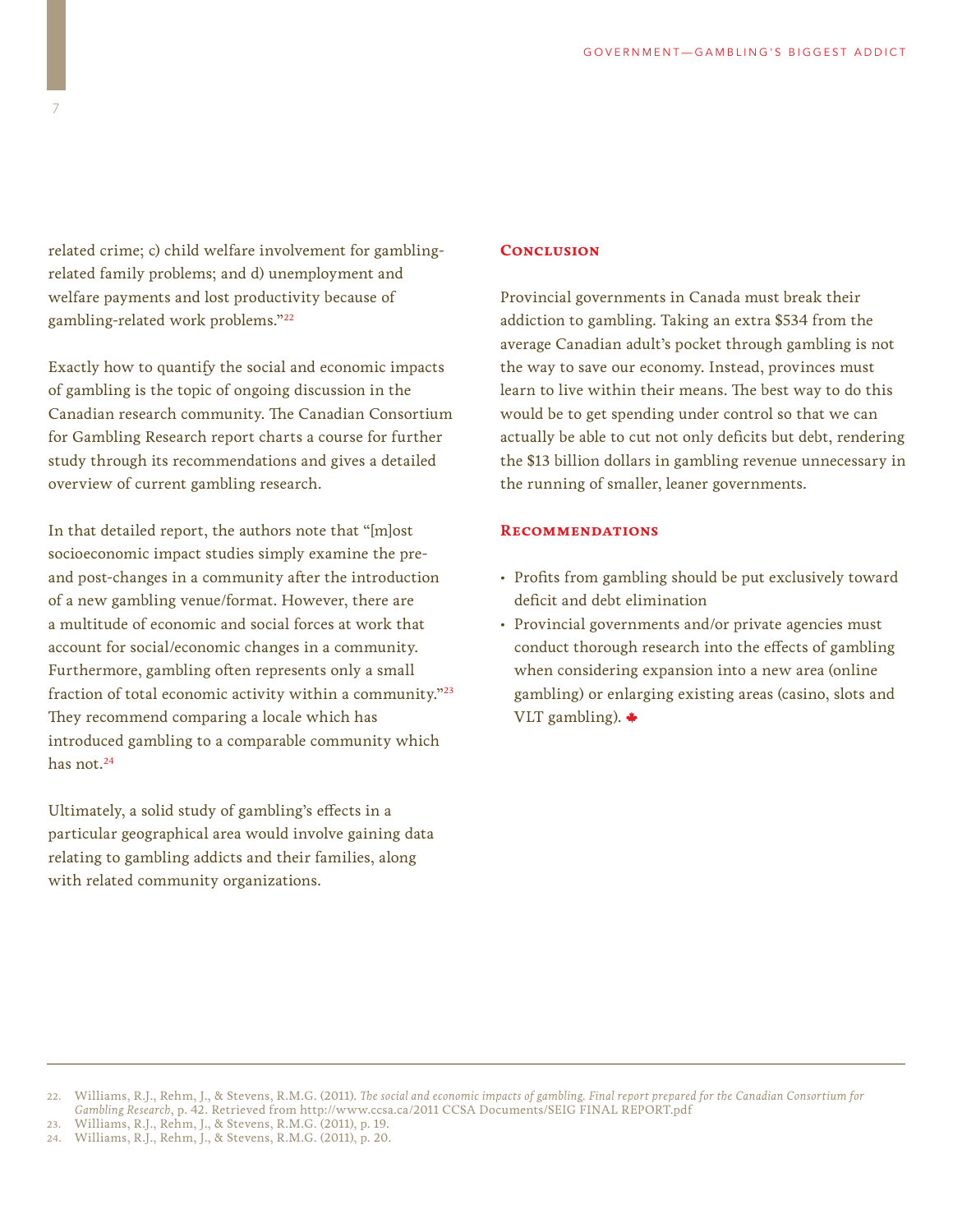related crime; c) child welfare involvement for gambling-related family problems; and d) unemployment and welfare payments and lost productivity because of gambling-related work problems."[22]

Exactly how to quantify the social and economic impacts of gambling is the topic of ongoing discussion in the Canadian research community. The Canadian Consortium for Gambling Research report charts a course for further study through its recommendations and gives a detailed overview of current gambling research.

In that detailed report, the authors note that "[m]ost socioeconomic impact studies simply examine the pre- and post-changes in a community after the introduction of a new gambling venue/format. However, there are a multitude of economic and social forces at work that account for social/economic changes in a community. Furthermore, gambling often represents only a small fraction of total economic activity within a community."[23] They recommend comparing a locale which has introduced gambling to a comparable community which has not.[24]

Ultimately, a solid study of gambling's effects in a particular geographical area would involve gaining data relating to gambling addicts and their families, along with related community organizations.

## Conclusion

Provincial governments in Canada must break their addiction to gambling. Taking an extra $534 from the average Canadian adult's pocket through gambling is not the way to save our economy. Instead, provinces must learn to live within their means. The best way to do this would be to get spending under control so that we can actually be able to cut not only deficits but debt, rendering the $13 billion dollars in gambling revenue unnecessary in the running of smaller, leaner governments.

## Recommendations

- Profits from gambling should be put exclusively toward deficit and debt elimination
- Provincial governments and/or private agencies must conduct thorough research into the effects of gambling when considering expansion into a new area (online gambling) or enlarging existing areas (casino, slots and VLT gambling).

---

22. Williams, R.J., Rehm, J., & Stevens, R.M.G. (2011). *The social and economic impacts of gambling. Final report prepared for the Canadian Consortium for Gambling Research*, p. 42. Retrieved from http://www.ccsa.ca/2011 CCSA Documents/SEIG FINAL REPORT.pdf
23. Williams, R.J., Rehm, J., & Stevens, R.M.G. (2011), p. 19.
24. Williams, R.J., Rehm, J., & Stevens, R.M.G. (2011), p. 20.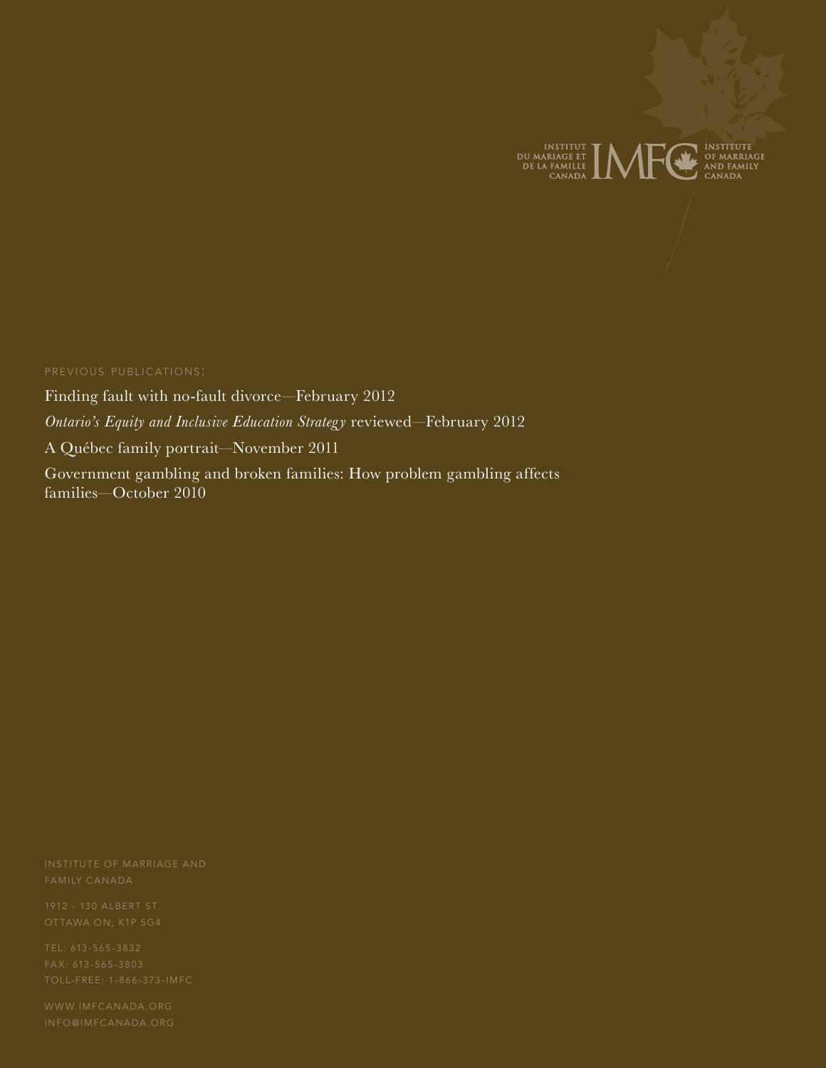INSTITUT DU MARIAGE ET DE LA FAMILLE CANADA

IMFC

INSTITUTE OF MARRIAGE AND FAMILY CANADA

PREVIOUS PUBLICATIONS:

Finding fault with no-fault divorce—February 2012

*Ontario's Equity and Inclusive Education Strategy* reviewed—February 2012

A Québec family portrait—November 2011

Government gambling and broken families: How problem gambling affects families—October 2010

INSTITUTE OF MARRIAGE AND FAMILY CANADA

1912 - 130 ALBERT ST.
OTTAWA ON, K1P 5G4

TEL: 613-565-3832
FAX: 613-565-3803
TOLL-FREE: 1-866-373-IMFC

WWW.IMFCANADA.ORG
INFO@IMFCANADA.ORG